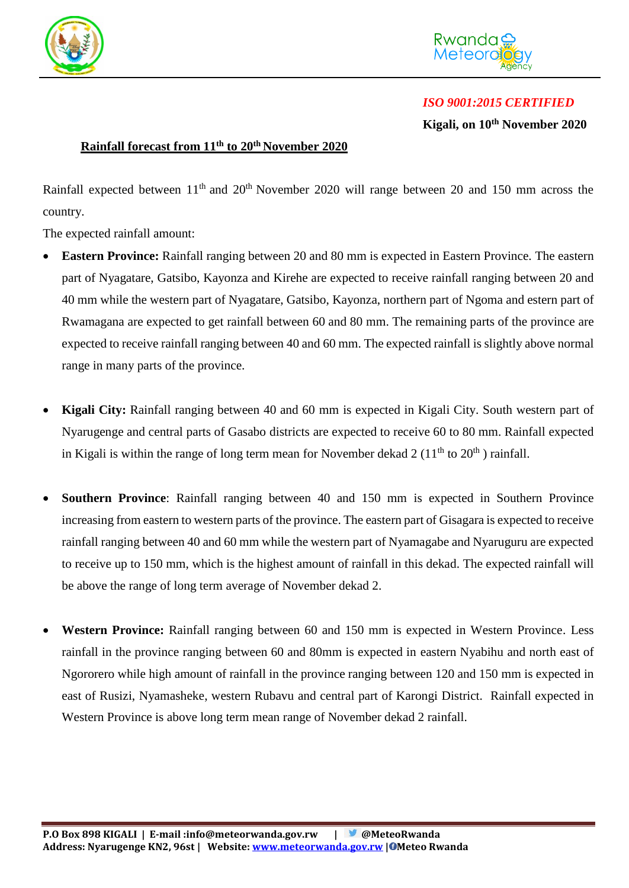*ISO 9001:2015 CERTIFIED*

**Kigali, on 10th November 2020**

## Rainfall forecast from 11th to 20th November 2020

Rainfall expected between 11th and 20th November 2020 will range between 20 and 150 mm across the country.

The expected rainfall amount:

- **Eastern Province:** Rainfall ranging between 20 and 80 mm is expected in Eastern Province. The eastern part of Nyagatare, Gatsibo, Kayonza and Kirehe are expected to receive rainfall ranging between 20 and 40 mm while the western part of Nyagatare, Gatsibo, Kayonza, northern part of Ngoma and estern part of Rwamagana are expected to get rainfall between 60 and 80 mm. The remaining parts of the province are expected to receive rainfall ranging between 40 and 60 mm. The expected rainfall is slightly above normal range in many parts of the province.

- **Kigali City:** Rainfall ranging between 40 and 60 mm is expected in Kigali City. South western part of Nyarugenge and central parts of Gasabo districts are expected to receive 60 to 80 mm. Rainfall expected in Kigali is within the range of long term mean for November dekad 2 (11th to 20th ) rainfall.

- **Southern Province**: Rainfall ranging between 40 and 150 mm is expected in Southern Province increasing from eastern to western parts of the province. The eastern part of Gisagara is expected to receive rainfall ranging between 40 and 60 mm while the western part of Nyamagabe and Nyaruguru are expected to receive up to 150 mm, which is the highest amount of rainfall in this dekad. The expected rainfall will be above the range of long term average of November dekad 2.

- **Western Province:** Rainfall ranging between 60 and 150 mm is expected in Western Province. Less rainfall in the province ranging between 60 and 80mm is expected in eastern Nyabihu and north east of Ngororero while high amount of rainfall in the province ranging between 120 and 150 mm is expected in east of Rusizi, Nyamasheke, western Rubavu and central part of Karongi District. Rainfall expected in Western Province is above long term mean range of November dekad 2 rainfall.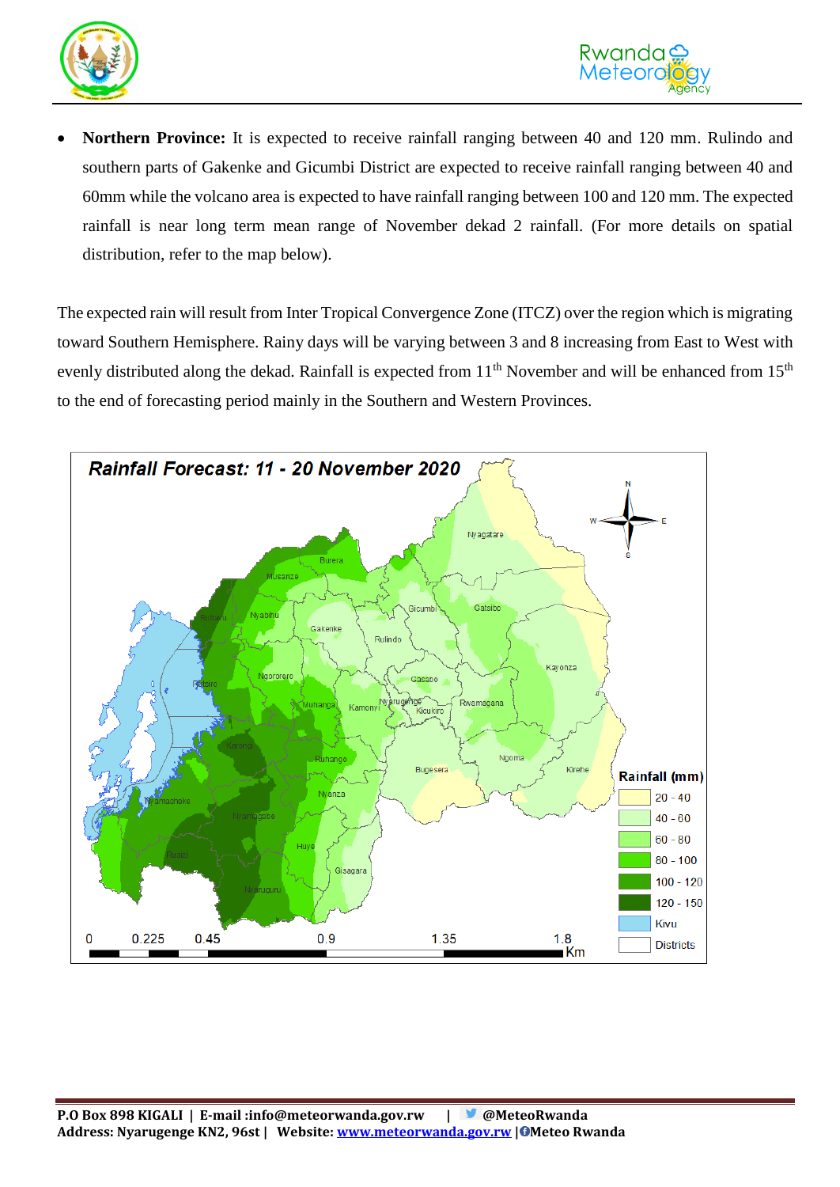- **Northern Province:** It is expected to receive rainfall ranging between 40 and 120 mm. Rulindo and southern parts of Gakenke and Gicumbi District are expected to receive rainfall ranging between 40 and 60mm while the volcano area is expected to have rainfall ranging between 100 and 120 mm. The expected rainfall is near long term mean range of November dekad 2 rainfall. (For more details on spatial distribution, refer to the map below).

The expected rain will result from Inter Tropical Convergence Zone (ITCZ) over the region which is migrating toward Southern Hemisphere. Rainy days will be varying between 3 and 8 increasing from East to West with evenly distributed along the dekad. Rainfall is expected from 11th November and will be enhanced from 15th to the end of forecasting period mainly in the Southern and Western Provinces.

**Rainfall Forecast: 11 - 20 November 2020**

Nyagatare
Burera
Musanze
Rubavu
Nyabihu
Gicumbi
Gatsibo
Gakenke
Rulindo
Kayonza
Ngororero
Gasabo
Rutsiro
Muhanga
Kamonyi
Nyarugenge
Kicukiro
Rwamagana
Karongi
Ruhango
Ngoma
Bugesera
Kirehe
Nyanza
Nyamasheke
Nyamagabe
Huye
Rusizi
Gisagara
Nyaruguru

N
W
E
S

Rainfall (mm)
20 - 40
40 - 60
60 - 80
80 - 100
100 - 120
120 - 150
Kivu
Districts

0 0.225 0.45 0.9 1.35 1.8 Km